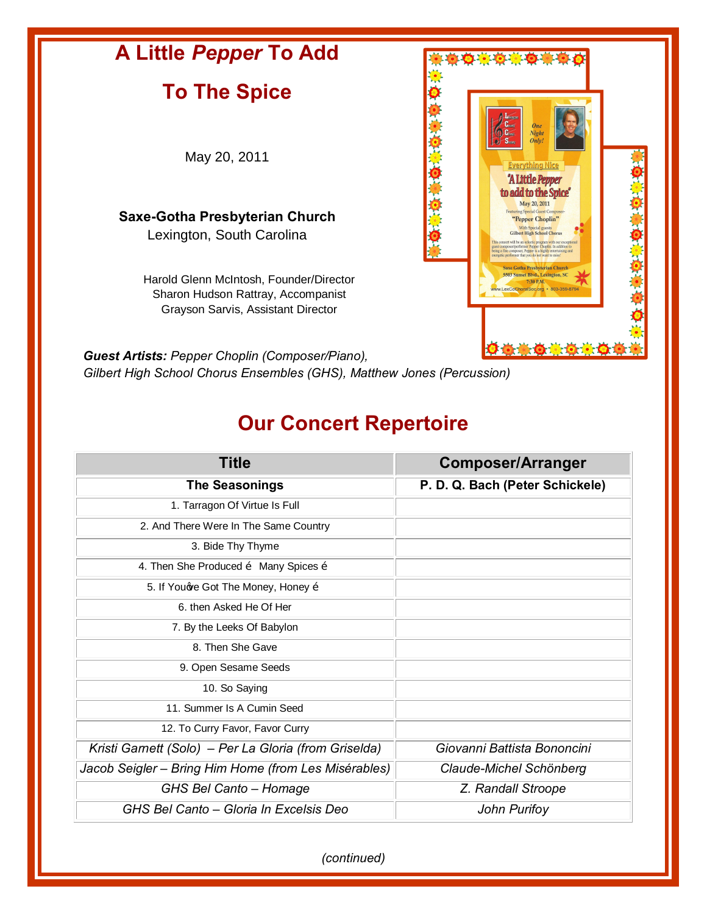# A Little *Pepper* To Add To The Spice

May 20, 2011

**Saxe-Gotha Presbyterian Church**
Lexington, South Carolina

Harold Glenn McIntosh, Founder/Director
Sharon Hudson Rattray, Accompanist
Grayson Sarvis, Assistant Director

***Guest Artists:*** *Pepper Choplin (Composer/Piano), Gilbert High School Chorus Ensembles (GHS), Matthew Jones (Percussion)*

## Our Concert Repertoire

| Title | Composer/Arranger |
|---|---|
| **The Seasonings** | **P. D. Q. Bach (Peter Schickele)** |
| 1. Tarragon Of Virtue Is Full | |
| 2. And There Were In The Same Country | |
| 3. Bide Thy Thyme | |
| 4. Then She Produced é Many Spices é | |
| 5. If Youģve Got The Money, Honey é | |
| 6. then Asked He Of Her | |
| 7. By the Leeks Of Babylon | |
| 8. Then She Gave | |
| 9. Open Sesame Seeds | |
| 10. So Saying | |
| 11. Summer Is A Cumin Seed | |
| 12. To Curry Favor, Favor Curry | |
| *Kristi Garnett (Solo) – Per La Gloria (from Griselda)* | *Giovanni Battista Bononcini* |
| *Jacob Seigler – Bring Him Home (from Les Misérables)* | *Claude-Michel Schönberg* |
| *GHS Bel Canto – Homage* | *Z. Randall Stroope* |
| *GHS Bel Canto – Gloria In Excelsis Deo* | *John Purifoy* |

*(continued)*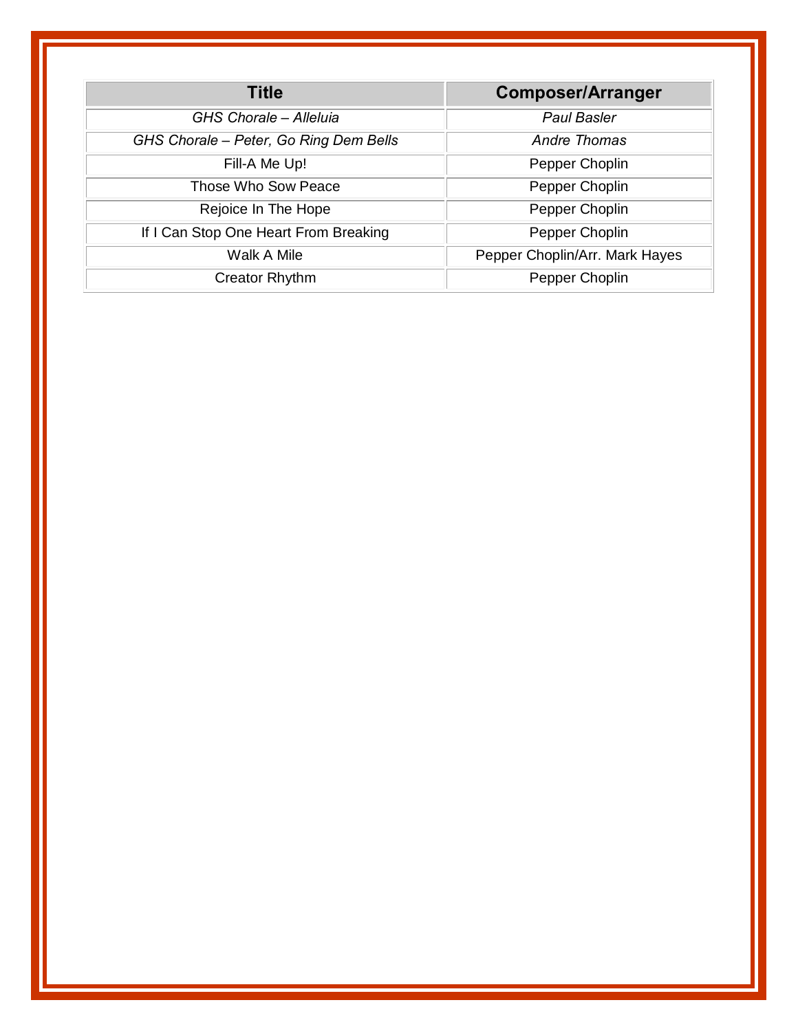| Title | Composer/Arranger |
|---|---|
| *GHS Chorale – Alleluia* | *Paul Basler* |
| *GHS Chorale – Peter, Go Ring Dem Bells* | *Andre Thomas* |
| Fill-A Me Up! | Pepper Choplin |
| Those Who Sow Peace | Pepper Choplin |
| Rejoice In The Hope | Pepper Choplin |
| If I Can Stop One Heart From Breaking | Pepper Choplin |
| Walk A Mile | Pepper Choplin/Arr. Mark Hayes |
| Creator Rhythm | Pepper Choplin |